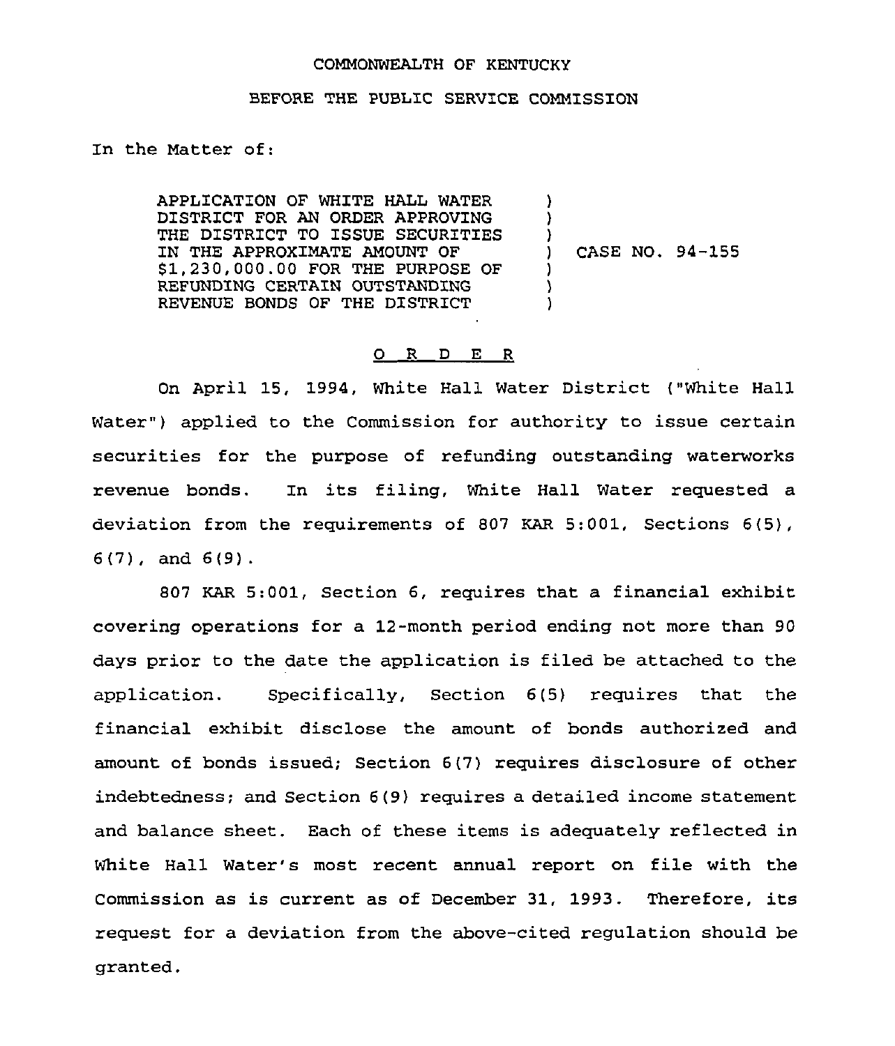COMMONWEALTH OF KENTUCKY

BEFORE THE PUBLIC SERVICE COMMISSION

In the Matter of:

| | | |
|---|---|---|
| APPLICATION OF WHITE HALL WATER DISTRICT FOR AN ORDER APPROVING THE DISTRICT TO ISSUE SECURITIES IN THE APPROXIMATE AMOUNT OF $1,230,000.00 FOR THE PURPOSE OF REFUNDING CERTAIN OUTSTANDING REVENUE BONDS OF THE DISTRICT | ) | CASE NO. 94-155 |

## O R D E R

On April 15, 1994, White Hall Water District ("White Hall Water") applied to the Commission for authority to issue certain securities for the purpose of refunding outstanding waterworks revenue bonds. In its filing, White Hall Water requested a deviation from the requirements of 807 KAR 5:001, Sections 6(5), 6(7), and 6(9).

807 KAR 5:001, Section 6, requires that a financial exhibit covering operations for a 12-month period ending not more than 90 days prior to the date the application is filed be attached to the application. Specifically, Section 6(5) requires that the financial exhibit disclose the amount of bonds authorized and amount of bonds issued; Section 6(7) requires disclosure of other indebtedness; and Section 6(9) requires a detailed income statement and balance sheet. Each of these items is adequately reflected in White Hall Water's most recent annual report on file with the Commission as is current as of December 31, 1993. Therefore, its request for a deviation from the above-cited regulation should be granted.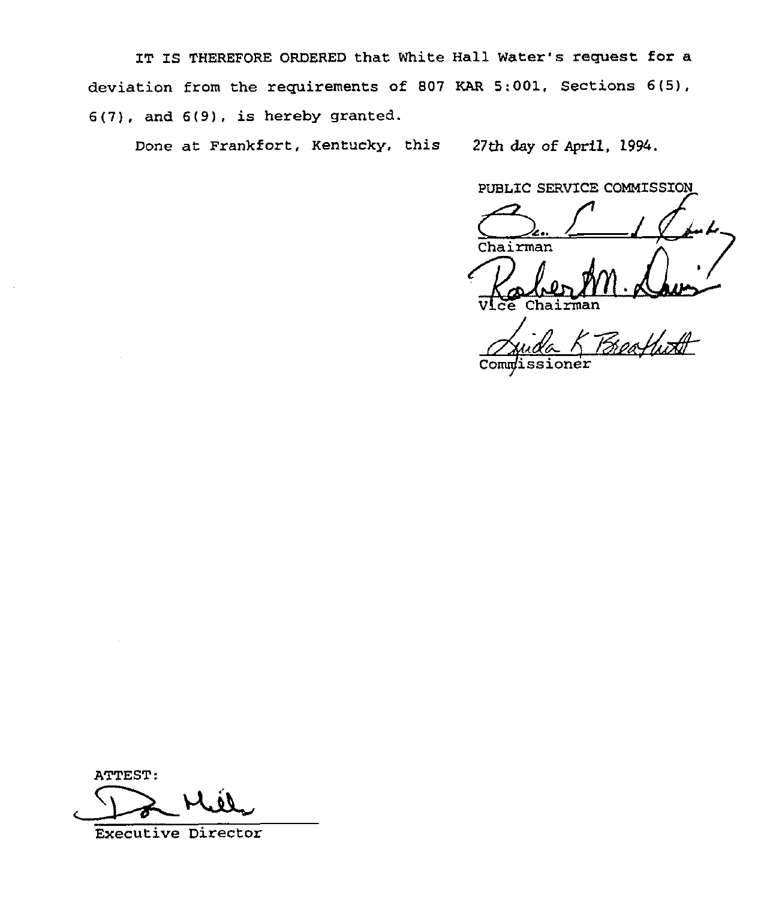IT IS THEREFORE ORDERED that White Hall Water's request for a deviation from the requirements of 807 KAR 5:001, Sections 6(5), 6(7), and 6(9), is hereby granted.

Done at Frankfort, Kentucky, this 27th day of April, 1994.

PUBLIC SERVICE COMMISSION

Chairman

Vice Chairman

Commissioner

ATTEST:

Executive Director